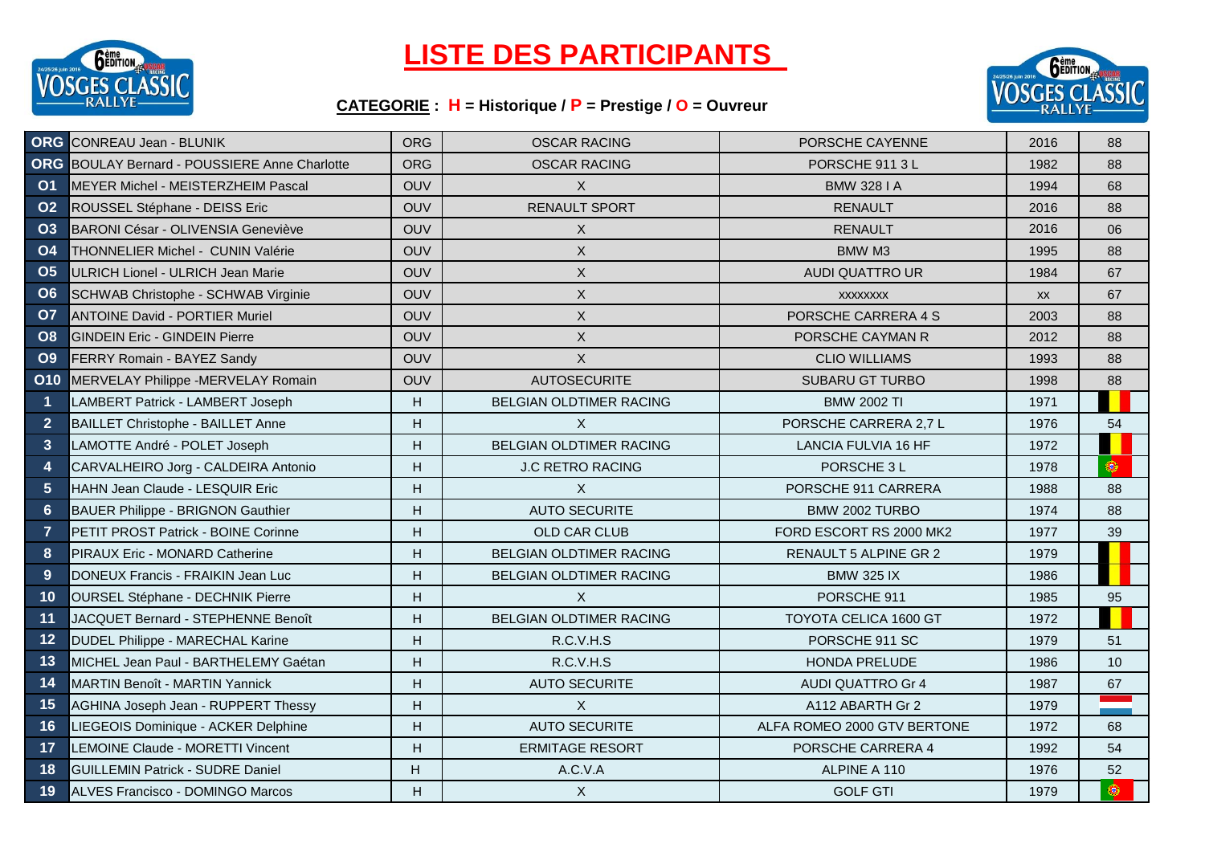# LISTE DES PARTICIPANTS

**CATEGORIE : H = Historique / P = Prestige / O = Ouvreur**

| | | | | | | |
|---|---|---|---|---|---|---|
| ORG | CONREAU Jean - BLUNIK | ORG | OSCAR RACING | PORSCHE CAYENNE | 2016 | 88 |
| ORG | BOULAY Bernard - POUSSIERE Anne Charlotte | ORG | OSCAR RACING | PORSCHE 911 3 L | 1982 | 88 |
| O1 | MEYER Michel - MEISTERZHEIM Pascal | OUV | X | BMW 328 I A | 1994 | 68 |
| O2 | ROUSSEL Stéphane - DEISS Eric | OUV | RENAULT SPORT | RENAULT | 2016 | 88 |
| O3 | BARONI César - OLIVENSIA Geneviève | OUV | X | RENAULT | 2016 | 06 |
| O4 | THONNELIER Michel - CUNIN Valérie | OUV | X | BMW M3 | 1995 | 88 |
| O5 | ULRICH Lionel - ULRICH Jean Marie | OUV | X | AUDI QUATTRO UR | 1984 | 67 |
| O6 | SCHWAB Christophe - SCHWAB Virginie | OUV | X | XXXXXXXX | XX | 67 |
| O7 | ANTOINE David - PORTIER Muriel | OUV | X | PORSCHE CARRERA 4 S | 2003 | 88 |
| O8 | GINDEIN Eric - GINDEIN Pierre | OUV | X | PORSCHE CAYMAN R | 2012 | 88 |
| O9 | FERRY Romain - BAYEZ Sandy | OUV | X | CLIO WILLIAMS | 1993 | 88 |
| O10 | MERVELAY Philippe -MERVELAY Romain | OUV | AUTOSECURITE | SUBARU GT TURBO | 1998 | 88 |
| 1 | LAMBERT Patrick - LAMBERT Joseph | H | BELGIAN OLDTIMER RACING | BMW 2002 TI | 1971 | |
| 2 | BAILLET Christophe - BAILLET Anne | H | X | PORSCHE CARRERA 2,7 L | 1976 | 54 |
| 3 | LAMOTTE André - POLET Joseph | H | BELGIAN OLDTIMER RACING | LANCIA FULVIA 16 HF | 1972 | |
| 4 | CARVALHEIRO Jorg - CALDEIRA Antonio | H | J.C RETRO RACING | PORSCHE 3 L | 1978 | |
| 5 | HAHN Jean Claude - LESQUIR Eric | H | X | PORSCHE 911 CARRERA | 1988 | 88 |
| 6 | BAUER Philippe - BRIGNON Gauthier | H | AUTO SECURITE | BMW 2002 TURBO | 1974 | 88 |
| 7 | PETIT PROST Patrick - BOINE Corinne | H | OLD CAR CLUB | FORD ESCORT RS 2000 MK2 | 1977 | 39 |
| 8 | PIRAUX Eric - MONARD Catherine | H | BELGIAN OLDTIMER RACING | RENAULT 5 ALPINE GR 2 | 1979 | |
| 9 | DONEUX Francis - FRAIKIN Jean Luc | H | BELGIAN OLDTIMER RACING | BMW 325 IX | 1986 | |
| 10 | OURSEL Stéphane - DECHNIK Pierre | H | X | PORSCHE 911 | 1985 | 95 |
| 11 | JACQUET Bernard - STEPHENNE Benoît | H | BELGIAN OLDTIMER RACING | TOYOTA CELICA 1600 GT | 1972 | |
| 12 | DUDEL Philippe - MARECHAL Karine | H | R.C.V.H.S | PORSCHE 911 SC | 1979 | 51 |
| 13 | MICHEL Jean Paul - BARTHELEMY Gaétan | H | R.C.V.H.S | HONDA PRELUDE | 1986 | 10 |
| 14 | MARTIN Benoît - MARTIN Yannick | H | AUTO SECURITE | AUDI QUATTRO Gr 4 | 1987 | 67 |
| 15 | AGHINA Joseph Jean - RUPPERT Thessy | H | X | A112 ABARTH Gr 2 | 1979 | |
| 16 | LIEGEOIS Dominique - ACKER Delphine | H | AUTO SECURITE | ALFA ROMEO 2000 GTV BERTONE | 1972 | 68 |
| 17 | LEMOINE Claude - MORETTI Vincent | H | ERMITAGE RESORT | PORSCHE CARRERA 4 | 1992 | 54 |
| 18 | GUILLEMIN Patrick - SUDRE Daniel | H | A.C.V.A | ALPINE A 110 | 1976 | 52 |
| 19 | ALVES Francisco - DOMINGO Marcos | H | X | GOLF GTI | 1979 | |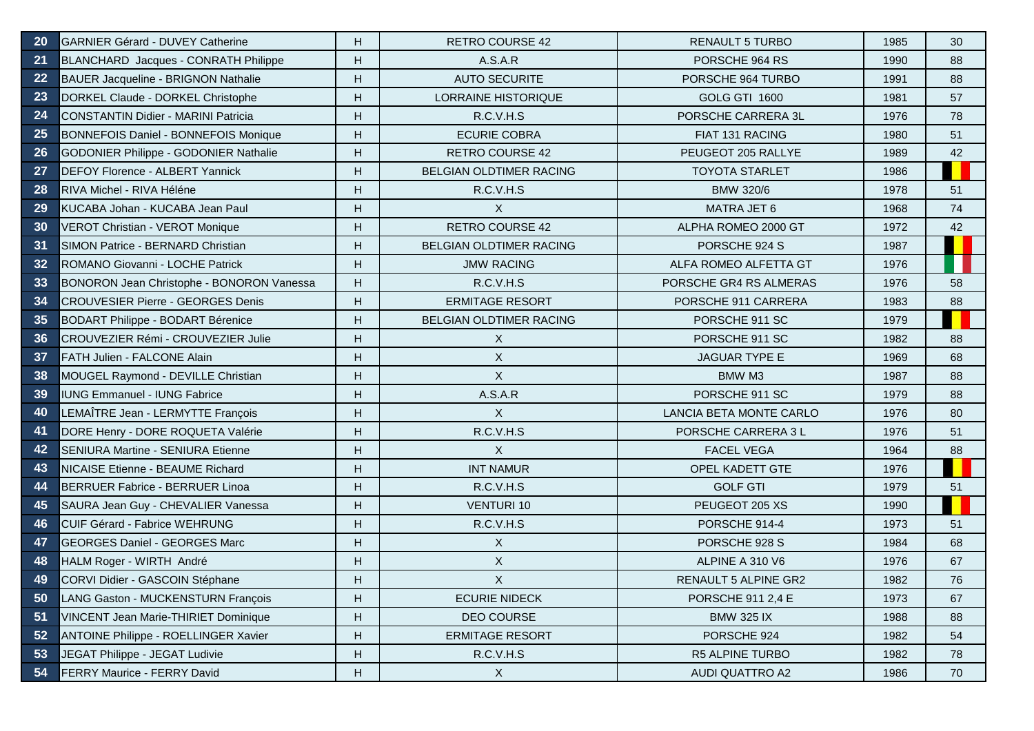| 20 | GARNIER Gérard - DUVEY Catherine | H | RETRO COURSE 42 | RENAULT 5 TURBO | 1985 | 30 |
|---|---|---|---|---|---|---|
| 21 | BLANCHARD Jacques - CONRATH Philippe | H | A.S.A.R | PORSCHE 964 RS | 1990 | 88 |
| 22 | BAUER Jacqueline - BRIGNON Nathalie | H | AUTO SECURITE | PORSCHE 964 TURBO | 1991 | 88 |
| 23 | DORKEL Claude - DORKEL Christophe | H | LORRAINE HISTORIQUE | GOLG GTI 1600 | 1981 | 57 |
| 24 | CONSTANTIN Didier - MARINI Patricia | H | R.C.V.H.S | PORSCHE CARRERA 3L | 1976 | 78 |
| 25 | BONNEFOIS Daniel - BONNEFOIS Monique | H | ECURIE COBRA | FIAT 131 RACING | 1980 | 51 |
| 26 | GODONIER Philippe - GODONIER Nathalie | H | RETRO COURSE 42 | PEUGEOT 205 RALLYE | 1989 | 42 |
| 27 | DEFOY Florence - ALBERT Yannick | H | BELGIAN OLDTIMER RACING | TOYOTA STARLET | 1986 | |
| 28 | RIVA Michel - RIVA Héléne | H | R.C.V.H.S | BMW 320/6 | 1978 | 51 |
| 29 | KUCABA Johan - KUCABA Jean Paul | H | X | MATRA JET 6 | 1968 | 74 |
| 30 | VEROT Christian - VEROT Monique | H | RETRO COURSE 42 | ALPHA ROMEO 2000 GT | 1972 | 42 |
| 31 | SIMON Patrice - BERNARD Christian | H | BELGIAN OLDTIMER RACING | PORSCHE 924 S | 1987 | |
| 32 | ROMANO Giovanni - LOCHE Patrick | H | JMW RACING | ALFA ROMEO ALFETTA GT | 1976 | |
| 33 | BONORON Jean Christophe - BONORON Vanessa | H | R.C.V.H.S | PORSCHE GR4 RS ALMERAS | 1976 | 58 |
| 34 | CROUVESIER Pierre - GEORGES Denis | H | ERMITAGE RESORT | PORSCHE 911 CARRERA | 1983 | 88 |
| 35 | BODART Philippe - BODART Bérenice | H | BELGIAN OLDTIMER RACING | PORSCHE 911 SC | 1979 | |
| 36 | CROUVEZIER Rémi - CROUVEZIER Julie | H | X | PORSCHE 911 SC | 1982 | 88 |
| 37 | FATH Julien - FALCONE Alain | H | X | JAGUAR TYPE E | 1969 | 68 |
| 38 | MOUGEL Raymond - DEVILLE Christian | H | X | BMW M3 | 1987 | 88 |
| 39 | IUNG Emmanuel - IUNG Fabrice | H | A.S.A.R | PORSCHE 911 SC | 1979 | 88 |
| 40 | LEMAÎTRE Jean - LERMYTTE François | H | X | LANCIA BETA MONTE CARLO | 1976 | 80 |
| 41 | DORE Henry - DORE ROQUETA Valérie | H | R.C.V.H.S | PORSCHE CARRERA 3 L | 1976 | 51 |
| 42 | SENIURA Martine - SENIURA Etienne | H | X | FACEL VEGA | 1964 | 88 |
| 43 | NICAISE Etienne - BEAUME Richard | H | INT NAMUR | OPEL KADETT GTE | 1976 | |
| 44 | BERRUER Fabrice - BERRUER Linoa | H | R.C.V.H.S | GOLF GTI | 1979 | 51 |
| 45 | SAURA Jean Guy - CHEVALIER Vanessa | H | VENTURI 10 | PEUGEOT 205 XS | 1990 | |
| 46 | CUIF Gérard - Fabrice WEHRUNG | H | R.C.V.H.S | PORSCHE 914-4 | 1973 | 51 |
| 47 | GEORGES Daniel - GEORGES Marc | H | X | PORSCHE 928 S | 1984 | 68 |
| 48 | HALM Roger - WIRTH André | H | X | ALPINE A 310 V6 | 1976 | 67 |
| 49 | CORVI Didier - GASCOIN Stéphane | H | X | RENAULT 5 ALPINE GR2 | 1982 | 76 |
| 50 | LANG Gaston - MUCKENSTURN François | H | ECURIE NIDECK | PORSCHE 911 2,4 E | 1973 | 67 |
| 51 | VINCENT Jean Marie-THIRIET Dominique | H | DEO COURSE | BMW 325 IX | 1988 | 88 |
| 52 | ANTOINE Philippe - ROELLINGER Xavier | H | ERMITAGE RESORT | PORSCHE 924 | 1982 | 54 |
| 53 | JEGAT Philippe - JEGAT Ludivie | H | R.C.V.H.S | R5 ALPINE TURBO | 1982 | 78 |
| 54 | FERRY Maurice - FERRY David | H | X | AUDI QUATTRO A2 | 1986 | 70 |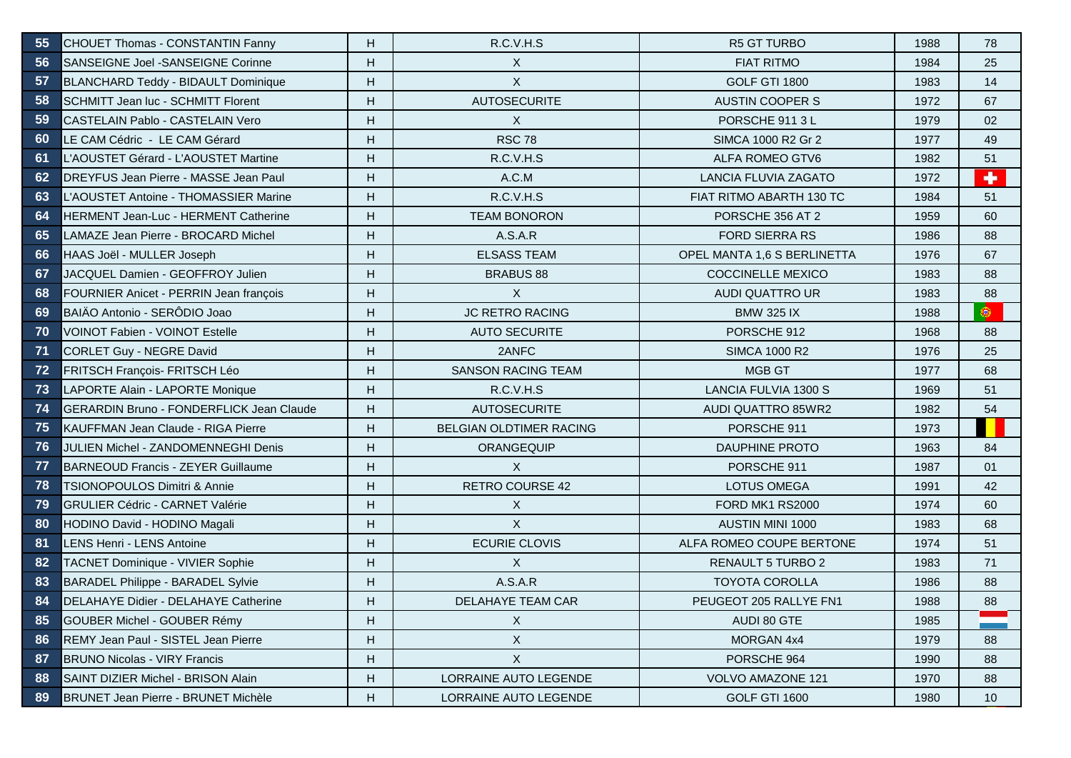| | | | | | | |
|---|---|---|---|---|---|---|
| 55 | CHOUET Thomas - CONSTANTIN Fanny | H | R.C.V.H.S | R5 GT TURBO | 1988 | 78 |
| 56 | SANSEIGNE Joel -SANSEIGNE Corinne | H | X | FIAT RITMO | 1984 | 25 |
| 57 | BLANCHARD Teddy - BIDAULT Dominique | H | X | GOLF GTI 1800 | 1983 | 14 |
| 58 | SCHMITT Jean luc - SCHMITT Florent | H | AUTOSECURITE | AUSTIN COOPER S | 1972 | 67 |
| 59 | CASTELAIN Pablo - CASTELAIN Vero | H | X | PORSCHE 911 3 L | 1979 | 02 |
| 60 | LE CAM Cédric - LE CAM Gérard | H | RSC 78 | SIMCA 1000 R2 Gr 2 | 1977 | 49 |
| 61 | L'AOUSTET Gérard - L'AOUSTET Martine | H | R.C.V.H.S | ALFA ROMEO GTV6 | 1982 | 51 |
| 62 | DREYFUS Jean Pierre - MASSE Jean Paul | H | A.C.M | LANCIA FLUVIA ZAGATO | 1972 | |
| 63 | L'AOUSTET Antoine - THOMASSIER Marine | H | R.C.V.H.S | FIAT RITMO ABARTH 130 TC | 1984 | 51 |
| 64 | HERMENT Jean-Luc - HERMENT Catherine | H | TEAM BONORON | PORSCHE 356 AT 2 | 1959 | 60 |
| 65 | LAMAZE Jean Pierre - BROCARD Michel | H | A.S.A.R | FORD SIERRA RS | 1986 | 88 |
| 66 | HAAS Joël - MULLER Joseph | H | ELSASS TEAM | OPEL MANTA 1,6 S BERLINETTA | 1976 | 67 |
| 67 | JACQUEL Damien - GEOFFROY Julien | H | BRABUS 88 | COCCINELLE MEXICO | 1983 | 88 |
| 68 | FOURNIER Anicet - PERRIN Jean françois | H | X | AUDI QUATTRO UR | 1983 | 88 |
| 69 | BAIÄO Antonio - SERÔDIO Joao | H | JC RETRO RACING | BMW 325 IX | 1988 | |
| 70 | VOINOT Fabien - VOINOT Estelle | H | AUTO SECURITE | PORSCHE 912 | 1968 | 88 |
| 71 | CORLET Guy - NEGRE David | H | 2ANFC | SIMCA 1000 R2 | 1976 | 25 |
| 72 | FRITSCH François- FRITSCH Léo | H | SANSON RACING TEAM | MGB GT | 1977 | 68 |
| 73 | LAPORTE Alain - LAPORTE Monique | H | R.C.V.H.S | LANCIA FULVIA 1300 S | 1969 | 51 |
| 74 | GERARDIN Bruno - FONDERFLICK Jean Claude | H | AUTOSECURITE | AUDI QUATTRO 85WR2 | 1982 | 54 |
| 75 | KAUFFMAN Jean Claude - RIGA Pierre | H | BELGIAN OLDTIMER RACING | PORSCHE 911 | 1973 | |
| 76 | JULIEN Michel - ZANDOMENNEGHI Denis | H | ORANGEQUIP | DAUPHINE PROTO | 1963 | 84 |
| 77 | BARNEOUD Francis - ZEYER Guillaume | H | X | PORSCHE 911 | 1987 | 01 |
| 78 | TSIONOPOULOS Dimitri & Annie | H | RETRO COURSE 42 | LOTUS OMEGA | 1991 | 42 |
| 79 | GRULIER Cédric - CARNET Valérie | H | X | FORD MK1 RS2000 | 1974 | 60 |
| 80 | HODINO David - HODINO Magali | H | X | AUSTIN MINI 1000 | 1983 | 68 |
| 81 | LENS Henri - LENS Antoine | H | ECURIE CLOVIS | ALFA ROMEO COUPE BERTONE | 1974 | 51 |
| 82 | TACNET Dominique - VIVIER Sophie | H | X | RENAULT 5 TURBO 2 | 1983 | 71 |
| 83 | BARADEL Philippe - BARADEL Sylvie | H | A.S.A.R | TOYOTA COROLLA | 1986 | 88 |
| 84 | DELAHAYE Didier - DELAHAYE Catherine | H | DELAHAYE TEAM CAR | PEUGEOT 205 RALLYE FN1 | 1988 | 88 |
| 85 | GOUBER Michel - GOUBER Rémy | H | X | AUDI 80 GTE | 1985 | |
| 86 | REMY Jean Paul - SISTEL Jean Pierre | H | X | MORGAN 4x4 | 1979 | 88 |
| 87 | BRUNO Nicolas - VIRY Francis | H | X | PORSCHE 964 | 1990 | 88 |
| 88 | SAINT DIZIER Michel - BRISON Alain | H | LORRAINE AUTO LEGENDE | VOLVO AMAZONE 121 | 1970 | 88 |
| 89 | BRUNET Jean Pierre - BRUNET Michèle | H | LORRAINE AUTO LEGENDE | GOLF GTI 1600 | 1980 | 10 |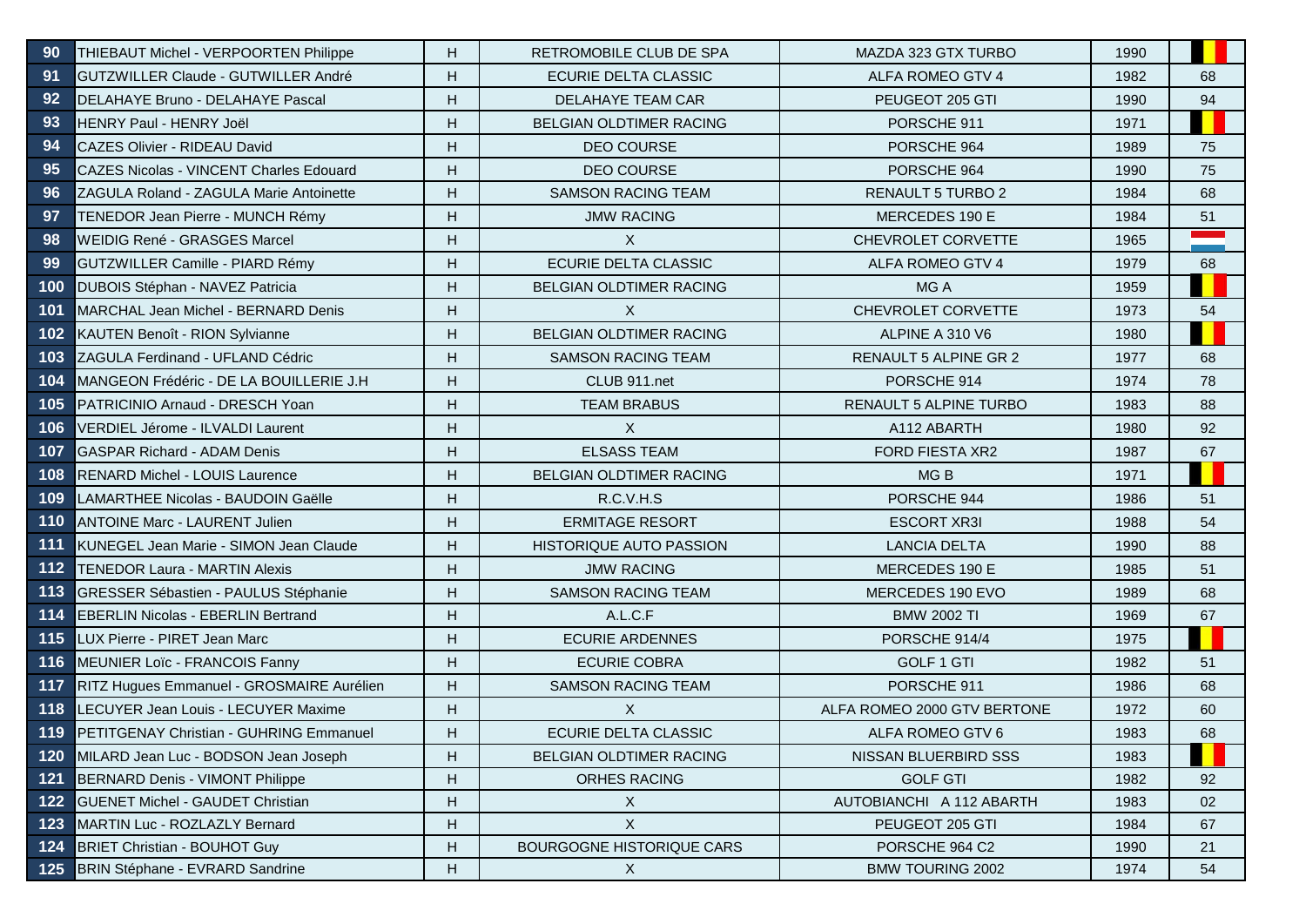| 90 | THIEBAUT Michel - VERPOORTEN Philippe | H | RETROMOBILE CLUB DE SPA | MAZDA 323 GTX TURBO | 1990 | |
|---|---|---|---|---|---|---|
| 91 | GUTZWILLER Claude - GUTWILLER André | H | ECURIE DELTA CLASSIC | ALFA ROMEO GTV 4 | 1982 | 68 |
| 92 | DELAHAYE Bruno - DELAHAYE Pascal | H | DELAHAYE TEAM CAR | PEUGEOT 205 GTI | 1990 | 94 |
| 93 | HENRY Paul - HENRY Joël | H | BELGIAN OLDTIMER RACING | PORSCHE 911 | 1971 | |
| 94 | CAZES Olivier - RIDEAU David | H | DEO COURSE | PORSCHE 964 | 1989 | 75 |
| 95 | CAZES Nicolas - VINCENT Charles Edouard | H | DEO COURSE | PORSCHE 964 | 1990 | 75 |
| 96 | ZAGULA Roland - ZAGULA Marie Antoinette | H | SAMSON RACING TEAM | RENAULT 5 TURBO 2 | 1984 | 68 |
| 97 | TENEDOR Jean Pierre - MUNCH Rémy | H | JMW RACING | MERCEDES 190 E | 1984 | 51 |
| 98 | WEIDIG René - GRASGES Marcel | H | X | CHEVROLET CORVETTE | 1965 | |
| 99 | GUTZWILLER Camille - PIARD Rémy | H | ECURIE DELTA CLASSIC | ALFA ROMEO GTV 4 | 1979 | 68 |
| 100 | DUBOIS Stéphan - NAVEZ Patricia | H | BELGIAN OLDTIMER RACING | MG A | 1959 | |
| 101 | MARCHAL Jean Michel - BERNARD Denis | H | X | CHEVROLET CORVETTE | 1973 | 54 |
| 102 | KAUTEN Benoît - RION Sylvianne | H | BELGIAN OLDTIMER RACING | ALPINE A 310 V6 | 1980 | |
| 103 | ZAGULA Ferdinand - UFLAND Cédric | H | SAMSON RACING TEAM | RENAULT 5 ALPINE GR 2 | 1977 | 68 |
| 104 | MANGEON Frédéric - DE LA BOUILLERIE J.H | H | CLUB 911.net | PORSCHE 914 | 1974 | 78 |
| 105 | PATRICINIO Arnaud - DRESCH Yoan | H | TEAM BRABUS | RENAULT 5 ALPINE TURBO | 1983 | 88 |
| 106 | VERDIEL Jérome - ILVALDI Laurent | H | X | A112 ABARTH | 1980 | 92 |
| 107 | GASPAR Richard - ADAM Denis | H | ELSASS TEAM | FORD FIESTA XR2 | 1987 | 67 |
| 108 | RENARD Michel - LOUIS Laurence | H | BELGIAN OLDTIMER RACING | MG B | 1971 | |
| 109 | LAMARTHEE Nicolas - BAUDOIN Gaëlle | H | R.C.V.H.S | PORSCHE 944 | 1986 | 51 |
| 110 | ANTOINE Marc - LAURENT Julien | H | ERMITAGE RESORT | ESCORT XR3I | 1988 | 54 |
| 111 | KUNEGEL Jean Marie - SIMON Jean Claude | H | HISTORIQUE AUTO PASSION | LANCIA DELTA | 1990 | 88 |
| 112 | TENEDOR Laura - MARTIN Alexis | H | JMW RACING | MERCEDES 190 E | 1985 | 51 |
| 113 | GRESSER Sébastien - PAULUS Stéphanie | H | SAMSON RACING TEAM | MERCEDES 190 EVO | 1989 | 68 |
| 114 | EBERLIN Nicolas - EBERLIN Bertrand | H | A.L.C.F | BMW 2002 TI | 1969 | 67 |
| 115 | LUX Pierre - PIRET Jean Marc | H | ECURIE ARDENNES | PORSCHE 914/4 | 1975 | |
| 116 | MEUNIER Loïc - FRANCOIS Fanny | H | ECURIE COBRA | GOLF 1 GTI | 1982 | 51 |
| 117 | RITZ Hugues Emmanuel - GROSMAIRE Aurélien | H | SAMSON RACING TEAM | PORSCHE 911 | 1986 | 68 |
| 118 | LECUYER Jean Louis - LECUYER Maxime | H | X | ALFA ROMEO 2000 GTV BERTONE | 1972 | 60 |
| 119 | PETITGENAY Christian - GUHRING Emmanuel | H | ECURIE DELTA CLASSIC | ALFA ROMEO GTV 6 | 1983 | 68 |
| 120 | MILARD Jean Luc - BODSON Jean Joseph | H | BELGIAN OLDTIMER RACING | NISSAN BLUERBIRD SSS | 1983 | |
| 121 | BERNARD Denis - VIMONT Philippe | H | ORHES RACING | GOLF GTI | 1982 | 92 |
| 122 | GUENET Michel - GAUDET Christian | H | X | AUTOBIANCHI A 112 ABARTH | 1983 | 02 |
| 123 | MARTIN Luc - ROZLAZLY Bernard | H | X | PEUGEOT 205 GTI | 1984 | 67 |
| 124 | BRIET Christian - BOUHOT Guy | H | BOURGOGNE HISTORIQUE CARS | PORSCHE 964 C2 | 1990 | 21 |
| 125 | BRIN Stéphane - EVRARD Sandrine | H | X | BMW TOURING 2002 | 1974 | 54 |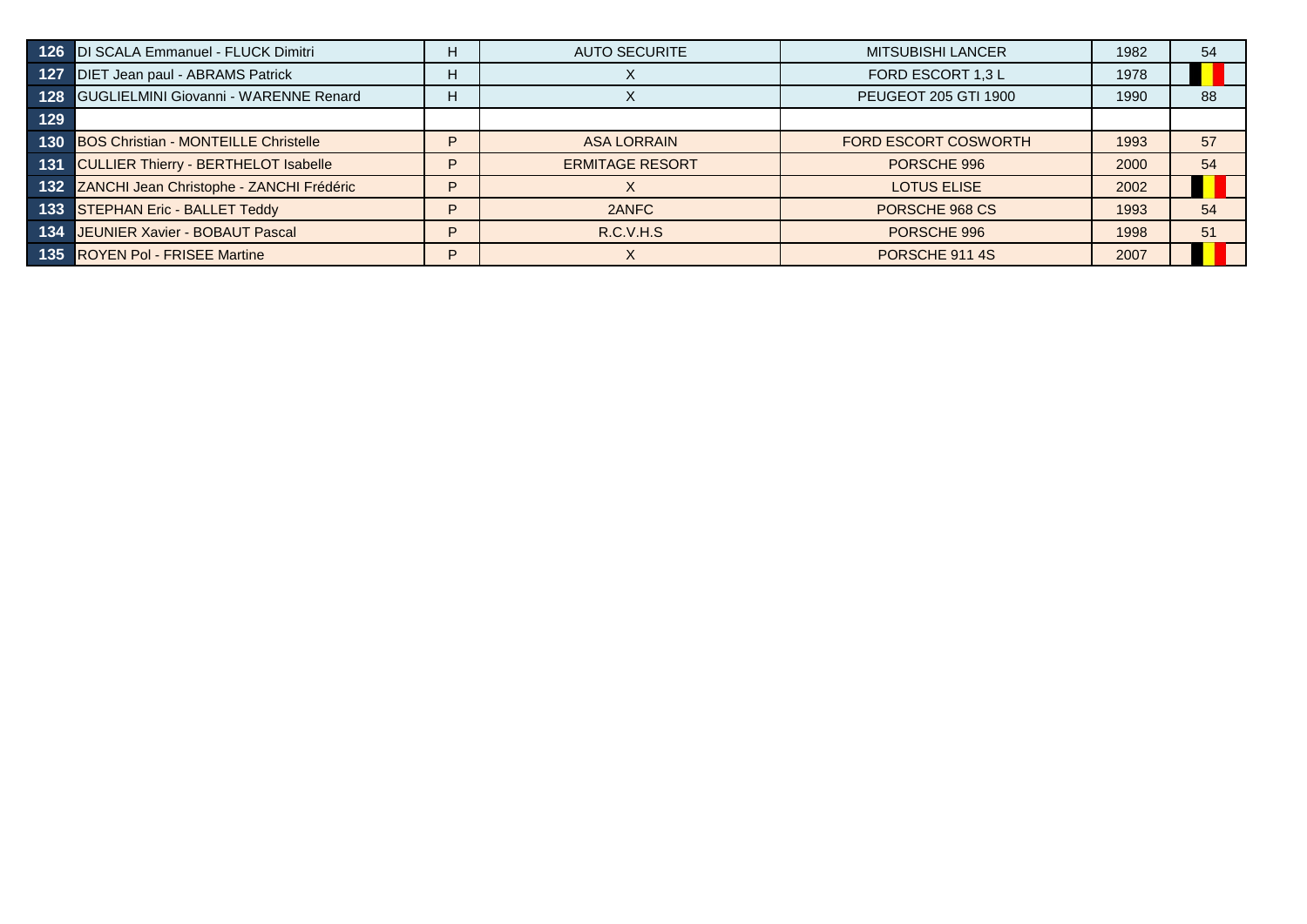| | | | | | | |
|---|---|---|---|---|---|---|
| 126 | DI SCALA Emmanuel - FLUCK Dimitri | H | AUTO SECURITE | MITSUBISHI LANCER | 1982 | 54 |
| 127 | DIET Jean paul - ABRAMS Patrick | H | X | FORD ESCORT 1,3 L | 1978 | |
| 128 | GUGLIELMINI Giovanni - WARENNE Renard | H | X | PEUGEOT 205 GTI 1900 | 1990 | 88 |
| 129 | | | | | | |
| 130 | BOS Christian - MONTEILLE Christelle | P | ASA LORRAIN | FORD ESCORT COSWORTH | 1993 | 57 |
| 131 | CULLIER Thierry - BERTHELOT Isabelle | P | ERMITAGE RESORT | PORSCHE 996 | 2000 | 54 |
| 132 | ZANCHI Jean Christophe - ZANCHI Frédéric | P | X | LOTUS ELISE | 2002 | |
| 133 | STEPHAN Eric - BALLET Teddy | P | 2ANFC | PORSCHE 968 CS | 1993 | 54 |
| 134 | JEUNIER Xavier - BOBAUT Pascal | P | R.C.V.H.S | PORSCHE 996 | 1998 | 51 |
| 135 | ROYEN Pol - FRISEE Martine | P | X | PORSCHE 911 4S | 2007 | |